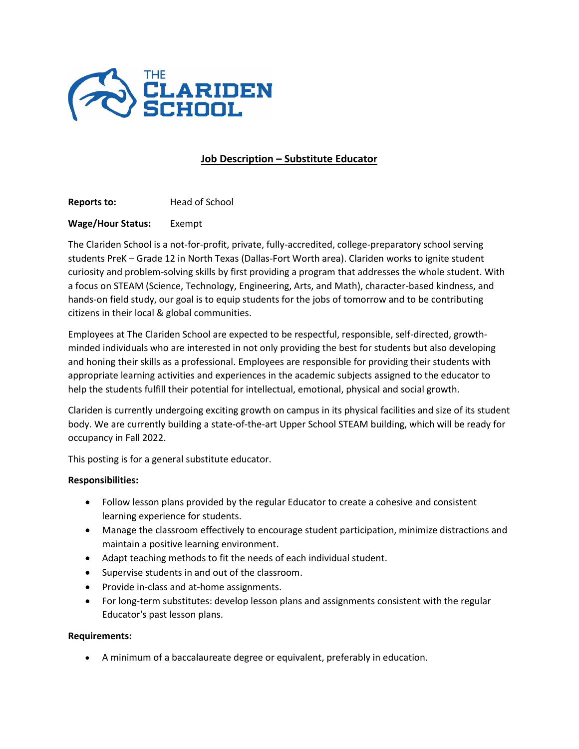# Job Description – Substitute Educator

**Reports to:** Head of School

**Wage/Hour Status:** Exempt

The Clariden School is a not-for-profit, private, fully-accredited, college-preparatory school serving students PreK – Grade 12 in North Texas (Dallas-Fort Worth area). Clariden works to ignite student curiosity and problem-solving skills by first providing a program that addresses the whole student. With a focus on STEAM (Science, Technology, Engineering, Arts, and Math), character-based kindness, and hands-on field study, our goal is to equip students for the jobs of tomorrow and to be contributing citizens in their local & global communities.

Employees at The Clariden School are expected to be respectful, responsible, self-directed, growth-minded individuals who are interested in not only providing the best for students but also developing and honing their skills as a professional. Employees are responsible for providing their students with appropriate learning activities and experiences in the academic subjects assigned to the educator to help the students fulfill their potential for intellectual, emotional, physical and social growth.

Clariden is currently undergoing exciting growth on campus in its physical facilities and size of its student body. We are currently building a state-of-the-art Upper School STEAM building, which will be ready for occupancy in Fall 2022.

This posting is for a general substitute educator.

**Responsibilities:**

- Follow lesson plans provided by the regular Educator to create a cohesive and consistent learning experience for students.
- Manage the classroom effectively to encourage student participation, minimize distractions and maintain a positive learning environment.
- Adapt teaching methods to fit the needs of each individual student.
- Supervise students in and out of the classroom.
- Provide in-class and at-home assignments.
- For long-term substitutes: develop lesson plans and assignments consistent with the regular Educator's past lesson plans.

**Requirements:**

- A minimum of a baccalaureate degree or equivalent, preferably in education.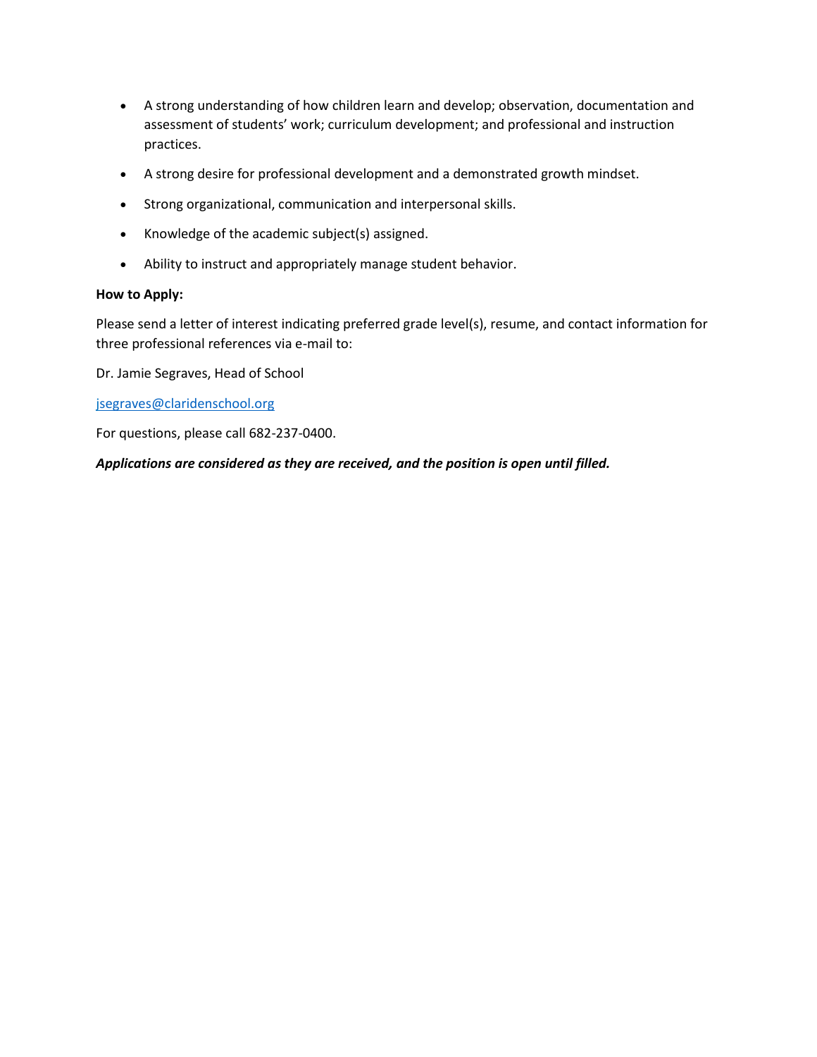- A strong understanding of how children learn and develop; observation, documentation and assessment of students' work; curriculum development; and professional and instruction practices.
- A strong desire for professional development and a demonstrated growth mindset.
- Strong organizational, communication and interpersonal skills.
- Knowledge of the academic subject(s) assigned.
- Ability to instruct and appropriately manage student behavior.

**How to Apply:**

Please send a letter of interest indicating preferred grade level(s), resume, and contact information for three professional references via e-mail to:

Dr. Jamie Segraves, Head of School

jsegraves@claridenschool.org

For questions, please call 682-237-0400.

***Applications are considered as they are received, and the position is open until filled.***